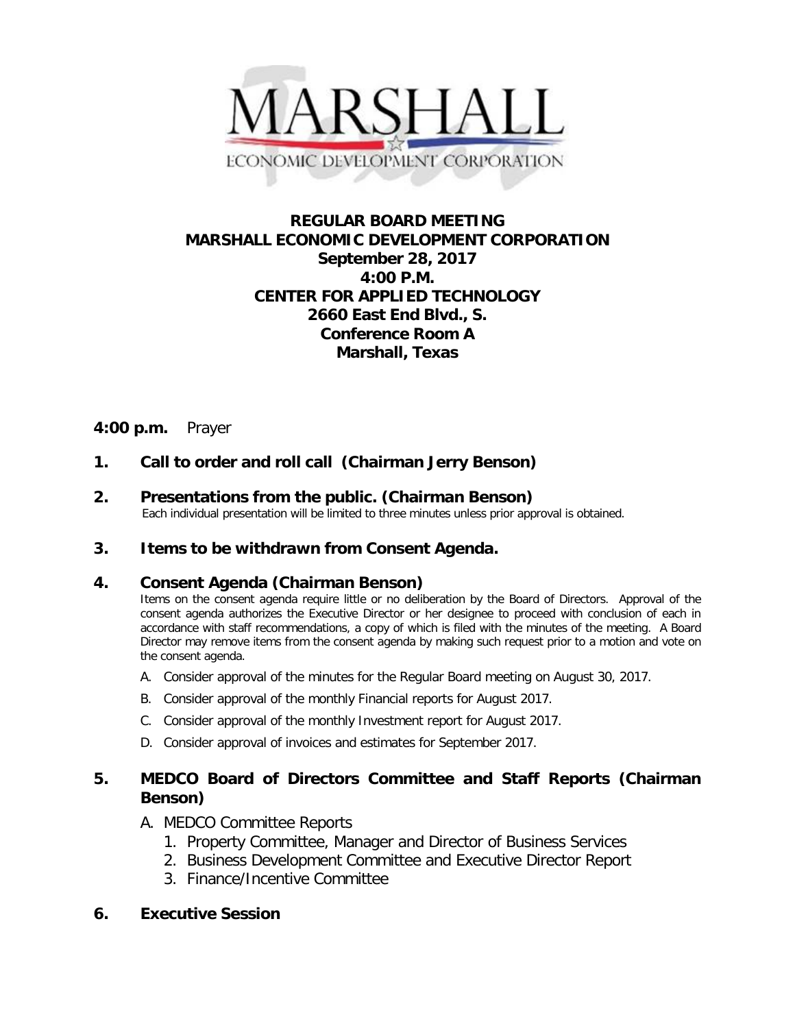MARSHALL
ECONOMIC DEVELOPMENT CORPORATION

# REGULAR BOARD MEETING
# MARSHALL ECONOMIC DEVELOPMENT CORPORATION

**September 28, 2017**
**4:00 P.M.**
**CENTER FOR APPLIED TECHNOLOGY**
**2660 East End Blvd., S.**
**Conference Room A**
**Marshall, Texas**

**4:00 p.m.** Prayer

**1. Call to order and roll call (Chairman Jerry Benson)**

**2. Presentations from the public. (Chairman Benson)**
Each individual presentation will be limited to three minutes unless prior approval is obtained.

**3. Items to be withdrawn from Consent Agenda.**

**4. Consent Agenda (Chairman Benson)**
Items on the consent agenda require little or no deliberation by the Board of Directors. Approval of the consent agenda authorizes the Executive Director or her designee to proceed with conclusion of each in accordance with staff recommendations, a copy of which is filed with the minutes of the meeting. A Board Director may remove items from the consent agenda by making such request prior to a motion and vote on the consent agenda.

A. Consider approval of the minutes for the Regular Board meeting on August 30, 2017.
B. Consider approval of the monthly Financial reports for August 2017.
C. Consider approval of the monthly Investment report for August 2017.
D. Consider approval of invoices and estimates for September 2017.

**5. MEDCO Board of Directors Committee and Staff Reports (Chairman Benson)**

A. MEDCO Committee Reports
  1. Property Committee, Manager and Director of Business Services
  2. Business Development Committee and Executive Director Report
  3. Finance/Incentive Committee

**6. Executive Session**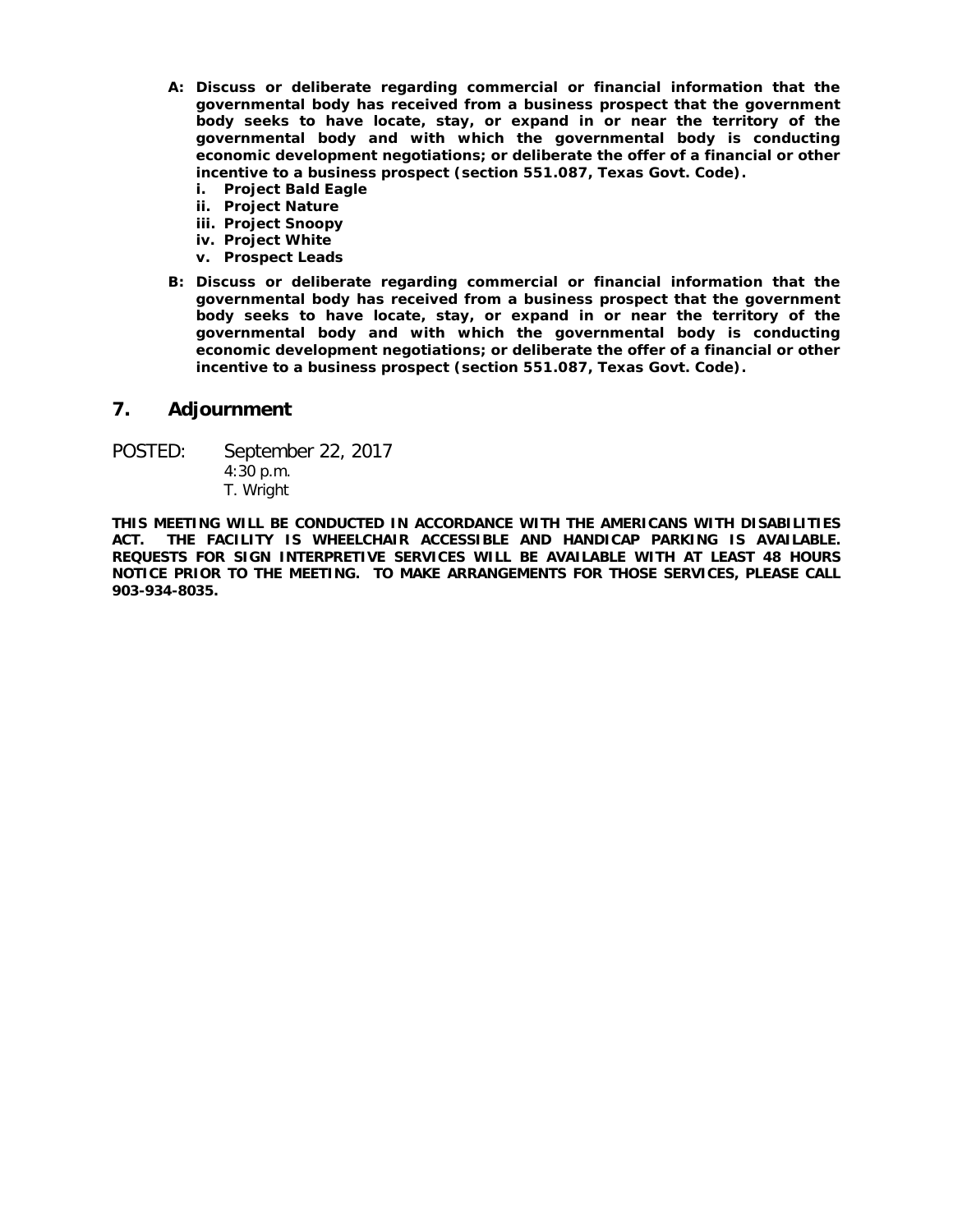**A: Discuss or deliberate regarding commercial or financial information that the governmental body has received from a business prospect that the government body seeks to have locate, stay, or expand in or near the territory of the governmental body and with which the governmental body is conducting economic development negotiations; or deliberate the offer of a financial or other incentive to a business prospect (section 551.087, Texas Govt. Code).**

- **i. Project Bald Eagle**
- **ii. Project Nature**
- **iii. Project Snoopy**
- **iv. Project White**
- **v. Prospect Leads**

**B: Discuss or deliberate regarding commercial or financial information that the governmental body has received from a business prospect that the government body seeks to have locate, stay, or expand in or near the territory of the governmental body and with which the governmental body is conducting economic development negotiations; or deliberate the offer of a financial or other incentive to a business prospect (section 551.087, Texas Govt. Code).**

## 7. Adjournment

POSTED: September 22, 2017
4:30 p.m.
T. Wright

**THIS MEETING WILL BE CONDUCTED IN ACCORDANCE WITH THE AMERICANS WITH DISABILITIES ACT. THE FACILITY IS WHEELCHAIR ACCESSIBLE AND HANDICAP PARKING IS AVAILABLE. REQUESTS FOR SIGN INTERPRETIVE SERVICES WILL BE AVAILABLE WITH AT LEAST 48 HOURS NOTICE PRIOR TO THE MEETING. TO MAKE ARRANGEMENTS FOR THOSE SERVICES, PLEASE CALL 903-934-8035.**